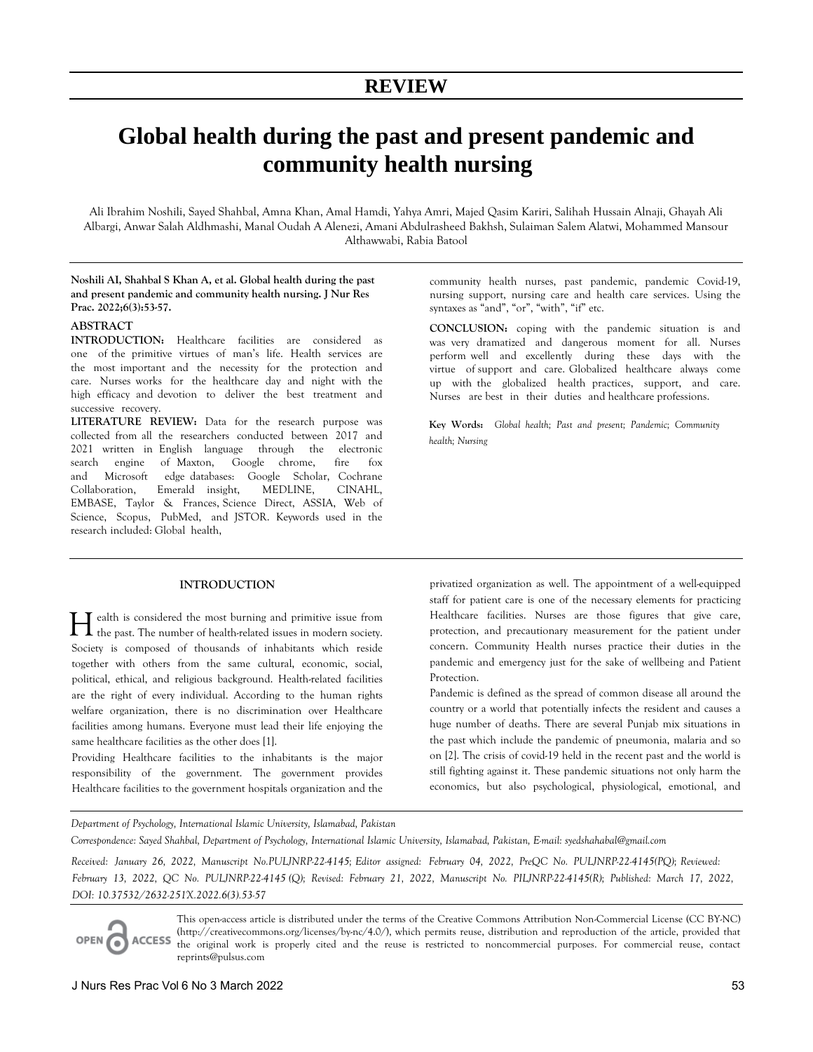REVIEW

# Global health during the past and present pandemic and community health nursing

Ali Ibrahim Noshili, Sayed Shahbal, Amna Khan, Amal Hamdi, Yahya Amri, Majed Qasim Kariri, Salihah Hussain Alnaji, Ghayah Ali Albargi, Anwar Salah Aldhmashi, Manal Oudah A Alenezi, Amani Abdulrasheed Bakhsh, Sulaiman Salem Alatwi, Mohammed Mansour Althawwabi, Rabia Batool

**Noshili AI, Shahbal S Khan A, et al. Global health during the past and present pandemic and community health nursing. J Nur Res Prac. 2022;6(3):53-57.**

## ABSTRACT

**INTRODUCTION:** Healthcare facilities are considered as one of the primitive virtues of man's life. Health services are the most important and the necessity for the protection and care. Nurses works for the healthcare day and night with the high efficacy and devotion to deliver the best treatment and successive recovery.

**LITERATURE REVIEW:** Data for the research purpose was collected from all the researchers conducted between 2017 and 2021 written in English language through the electronic search engine of Maxton, Google chrome, fire fox and Microsoft edge databases: Google Scholar, Cochrane Collaboration, Emerald insight, MEDLINE, CINAHL, EMBASE, Taylor & Frances, Science Direct, ASSIA, Web of Science, Scopus, PubMed, and JSTOR. Keywords used in the research included: Global health, community health nurses, past pandemic, pandemic Covid-19, nursing support, nursing care and health care services. Using the syntaxes as "and", "or", "with", "if" etc.

**CONCLUSION:** coping with the pandemic situation is and was very dramatized and dangerous moment for all. Nurses perform well and excellently during these days with the virtue of support and care. Globalized healthcare always come up with the globalized health practices, support, and care. Nurses are best in their duties and healthcare professions.

**Key Words:** *Global health; Past and present; Pandemic; Community health; Nursing*

## INTRODUCTION

Health is considered the most burning and primitive issue from the past. The number of health-related issues in modern society. Society is composed of thousands of inhabitants which reside together with others from the same cultural, economic, social, political, ethical, and religious background. Health-related facilities are the right of every individual. According to the human rights welfare organization, there is no discrimination over Healthcare facilities among humans. Everyone must lead their life enjoying the same healthcare facilities as the other does [1].

Providing Healthcare facilities to the inhabitants is the major responsibility of the government. The government provides Healthcare facilities to the government hospitals organization and the privatized organization as well. The appointment of a well-equipped staff for patient care is one of the necessary elements for practicing Healthcare facilities. Nurses are those figures that give care, protection, and precautionary measurement for the patient under concern. Community Health nurses practice their duties in the pandemic and emergency just for the sake of wellbeing and Patient Protection.

Pandemic is defined as the spread of common disease all around the country or a world that potentially infects the resident and causes a huge number of deaths. There are several Punjab mix situations in the past which include the pandemic of pneumonia, malaria and so on [2]. The crisis of covid-19 held in the recent past and the world is still fighting against it. These pandemic situations not only harm the economics, but also psychological, physiological, emotional, and

*Department of Psychology, International Islamic University, Islamabad, Pakistan*

*Correspondence: Sayed Shahbal, Department of Psychology, International Islamic University, Islamabad, Pakistan, E-mail: syedshahabal@gmail.com*

*Received: January 26, 2022, Manuscript No.PULJNRP-22-4145; Editor assigned: February 04, 2022, PreQC No. PULJNRP-22-4145(PQ); Reviewed: February 13, 2022, QC No. PULJNRP-22-4145 (Q); Revised: February 21, 2022, Manuscript No. PILJNRP-22-4145(R); Published: March 17, 2022, DOI: 10.37532/2632-251X.2022.6(3).53-57*

This open-access article is distributed under the terms of the Creative Commons Attribution Non-Commercial License (CC BY-NC) (http://creativecommons.org/licenses/by-nc/4.0/), which permits reuse, distribution and reproduction of the article, provided that the original work is properly cited and the reuse is restricted to noncommercial purposes. For commercial reuse, contact reprints@pulsus.com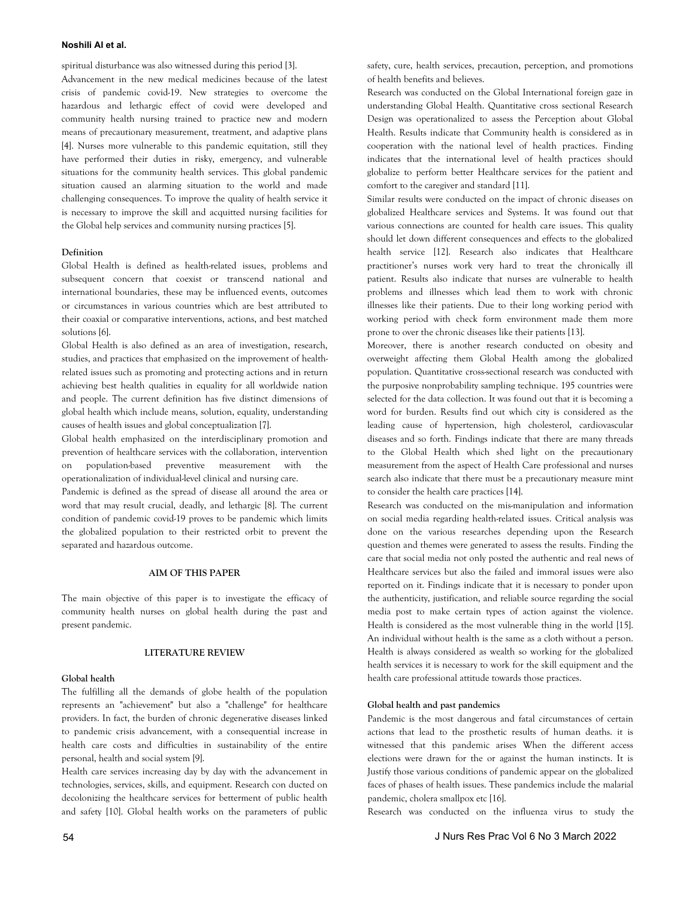spiritual disturbance was also witnessed during this period [3].

Advancement in the new medical medicines because of the latest crisis of pandemic covid-19. New strategies to overcome the hazardous and lethargic effect of covid were developed and community health nursing trained to practice new and modern means of precautionary measurement, treatment, and adaptive plans [4]. Nurses more vulnerable to this pandemic equitation, still they have performed their duties in risky, emergency, and vulnerable situations for the community health services. This global pandemic situation caused an alarming situation to the world and made challenging consequences. To improve the quality of health service it is necessary to improve the skill and acquitted nursing facilities for the Global help services and community nursing practices [5].

**Definition**

Global Health is defined as health-related issues, problems and subsequent concern that coexist or transcend national and international boundaries, these may be influenced events, outcomes or circumstances in various countries which are best attributed to their coaxial or comparative interventions, actions, and best matched solutions [6].

Global Health is also defined as an area of investigation, research, studies, and practices that emphasized on the improvement of health-related issues such as promoting and protecting actions and in return achieving best health qualities in equality for all worldwide nation and people. The current definition has five distinct dimensions of global health which include means, solution, equality, understanding causes of health issues and global conceptualization [7].

Global health emphasized on the interdisciplinary promotion and prevention of healthcare services with the collaboration, intervention on population-based preventive measurement with the operationalization of individual-level clinical and nursing care.

Pandemic is defined as the spread of disease all around the area or word that may result crucial, deadly, and lethargic [8]. The current condition of pandemic covid-19 proves to be pandemic which limits the globalized population to their restricted orbit to prevent the separated and hazardous outcome.

## AIM OF THIS PAPER

The main objective of this paper is to investigate the efficacy of community health nurses on global health during the past and present pandemic.

## LITERATURE REVIEW

**Global health**

The fulfilling all the demands of globe health of the population represents an "achievement" but also a "challenge" for healthcare providers. In fact, the burden of chronic degenerative diseases linked to pandemic crisis advancement, with a consequential increase in health care costs and difficulties in sustainability of the entire personal, health and social system [9].

Health care services increasing day by day with the advancement in technologies, services, skills, and equipment. Research con ducted on decolonizing the healthcare services for betterment of public health and safety [10]. Global health works on the parameters of public safety, cure, health services, precaution, perception, and promotions of health benefits and believes.

Research was conducted on the Global International foreign gaze in understanding Global Health. Quantitative cross sectional Research Design was operationalized to assess the Perception about Global Health. Results indicate that Community health is considered as in cooperation with the national level of health practices. Finding indicates that the international level of health practices should globalize to perform better Healthcare services for the patient and comfort to the caregiver and standard [11].

Similar results were conducted on the impact of chronic diseases on globalized Healthcare services and Systems. It was found out that various connections are counted for health care issues. This quality should let down different consequences and effects to the globalized health service [12]. Research also indicates that Healthcare practitioner's nurses work very hard to treat the chronically ill patient. Results also indicate that nurses are vulnerable to health problems and illnesses which lead them to work with chronic illnesses like their patients. Due to their long working period with working period with check form environment made them more prone to over the chronic diseases like their patients [13].

Moreover, there is another research conducted on obesity and overweight affecting them Global Health among the globalized population. Quantitative cross-sectional research was conducted with the purposive nonprobability sampling technique. 195 countries were selected for the data collection. It was found out that it is becoming a word for burden. Results find out which city is considered as the leading cause of hypertension, high cholesterol, cardiovascular diseases and so forth. Findings indicate that there are many threads to the Global Health which shed light on the precautionary measurement from the aspect of Health Care professional and nurses search also indicate that there must be a precautionary measure mint to consider the health care practices [14].

Research was conducted on the mis-manipulation and information on social media regarding health-related issues. Critical analysis was done on the various researches depending upon the Research question and themes were generated to assess the results. Finding the care that social media not only posted the authentic and real news of Healthcare services but also the failed and immoral issues were also reported on it. Findings indicate that it is necessary to ponder upon the authenticity, justification, and reliable source regarding the social media post to make certain types of action against the violence. Health is considered as the most vulnerable thing in the world [15]. An individual without health is the same as a cloth without a person. Health is always considered as wealth so working for the globalized health services it is necessary to work for the skill equipment and the health care professional attitude towards those practices.

**Global health and past pandemics**

Pandemic is the most dangerous and fatal circumstances of certain actions that lead to the prosthetic results of human deaths. it is witnessed that this pandemic arises When the different access elections were drawn for the or against the human instincts. It is Justify those various conditions of pandemic appear on the globalized faces of phases of health issues. These pandemics include the malarial pandemic, cholera smallpox etc [16].

Research was conducted on the influenza virus to study the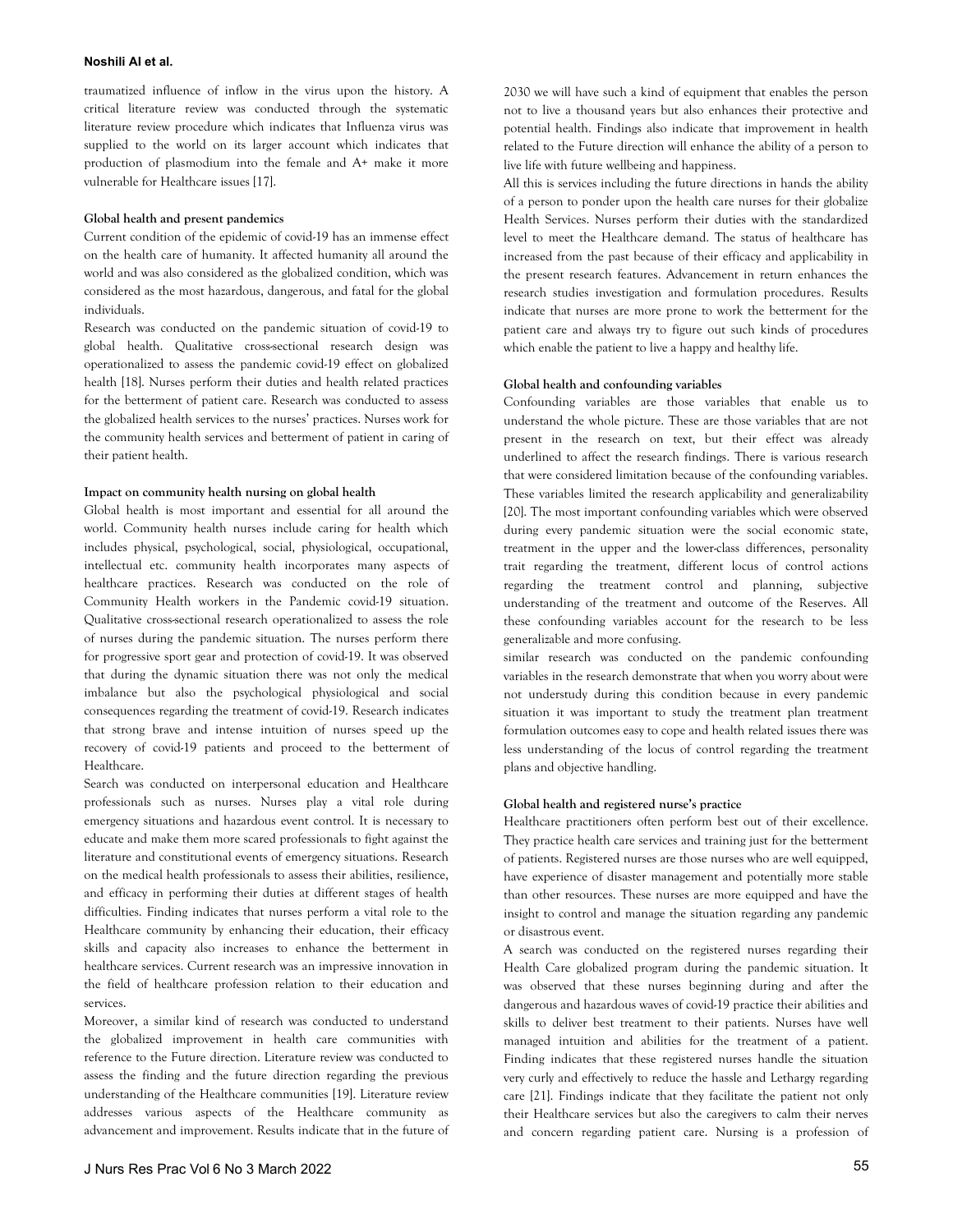traumatized influence of inflow in the virus upon the history. A critical literature review was conducted through the systematic literature review procedure which indicates that Influenza virus was supplied to the world on its larger account which indicates that production of plasmodium into the female and A+ make it more vulnerable for Healthcare issues [17].

### Global health and present pandemics

Current condition of the epidemic of covid-19 has an immense effect on the health care of humanity. It affected humanity all around the world and was also considered as the globalized condition, which was considered as the most hazardous, dangerous, and fatal for the global individuals.

Research was conducted on the pandemic situation of covid-19 to global health. Qualitative cross-sectional research design was operationalized to assess the pandemic covid-19 effect on globalized health [18]. Nurses perform their duties and health related practices for the betterment of patient care. Research was conducted to assess the globalized health services to the nurses' practices. Nurses work for the community health services and betterment of patient in caring of their patient health.

### Impact on community health nursing on global health

Global health is most important and essential for all around the world. Community health nurses include caring for health which includes physical, psychological, social, physiological, occupational, intellectual etc. community health incorporates many aspects of healthcare practices. Research was conducted on the role of Community Health workers in the Pandemic covid-19 situation. Qualitative cross-sectional research operationalized to assess the role of nurses during the pandemic situation. The nurses perform there for progressive sport gear and protection of covid-19. It was observed that during the dynamic situation there was not only the medical imbalance but also the psychological physiological and social consequences regarding the treatment of covid-19. Research indicates that strong brave and intense intuition of nurses speed up the recovery of covid-19 patients and proceed to the betterment of Healthcare.

Search was conducted on interpersonal education and Healthcare professionals such as nurses. Nurses play a vital role during emergency situations and hazardous event control. It is necessary to educate and make them more scared professionals to fight against the literature and constitutional events of emergency situations. Research on the medical health professionals to assess their abilities, resilience, and efficacy in performing their duties at different stages of health difficulties. Finding indicates that nurses perform a vital role to the Healthcare community by enhancing their education, their efficacy skills and capacity also increases to enhance the betterment in healthcare services. Current research was an impressive innovation in the field of healthcare profession relation to their education and services.

Moreover, a similar kind of research was conducted to understand the globalized improvement in health care communities with reference to the Future direction. Literature review was conducted to assess the finding and the future direction regarding the previous understanding of the Healthcare communities [19]. Literature review addresses various aspects of the Healthcare community as advancement and improvement. Results indicate that in the future of 2030 we will have such a kind of equipment that enables the person not to live a thousand years but also enhances their protective and potential health. Findings also indicate that improvement in health related to the Future direction will enhance the ability of a person to live life with future wellbeing and happiness.

All this is services including the future directions in hands the ability of a person to ponder upon the health care nurses for their globalize Health Services. Nurses perform their duties with the standardized level to meet the Healthcare demand. The status of healthcare has increased from the past because of their efficacy and applicability in the present research features. Advancement in return enhances the research studies investigation and formulation procedures. Results indicate that nurses are more prone to work the betterment for the patient care and always try to figure out such kinds of procedures which enable the patient to live a happy and healthy life.

### Global health and confounding variables

Confounding variables are those variables that enable us to understand the whole picture. These are those variables that are not present in the research on text, but their effect was already underlined to affect the research findings. There is various research that were considered limitation because of the confounding variables. These variables limited the research applicability and generalizability [20]. The most important confounding variables which were observed during every pandemic situation were the social economic state, treatment in the upper and the lower-class differences, personality trait regarding the treatment, different locus of control actions regarding the treatment control and planning, subjective understanding of the treatment and outcome of the Reserves. All these confounding variables account for the research to be less generalizable and more confusing.

similar research was conducted on the pandemic confounding variables in the research demonstrate that when you worry about were not understudy during this condition because in every pandemic situation it was important to study the treatment plan treatment formulation outcomes easy to cope and health related issues there was less understanding of the locus of control regarding the treatment plans and objective handling.

### Global health and registered nurse's practice

Healthcare practitioners often perform best out of their excellence. They practice health care services and training just for the betterment of patients. Registered nurses are those nurses who are well equipped, have experience of disaster management and potentially more stable than other resources. These nurses are more equipped and have the insight to control and manage the situation regarding any pandemic or disastrous event.

A search was conducted on the registered nurses regarding their Health Care globalized program during the pandemic situation. It was observed that these nurses beginning during and after the dangerous and hazardous waves of covid-19 practice their abilities and skills to deliver best treatment to their patients. Nurses have well managed intuition and abilities for the treatment of a patient. Finding indicates that these registered nurses handle the situation very curly and effectively to reduce the hassle and Lethargy regarding care [21]. Findings indicate that they facilitate the patient not only their Healthcare services but also the caregivers to calm their nerves and concern regarding patient care. Nursing is a profession of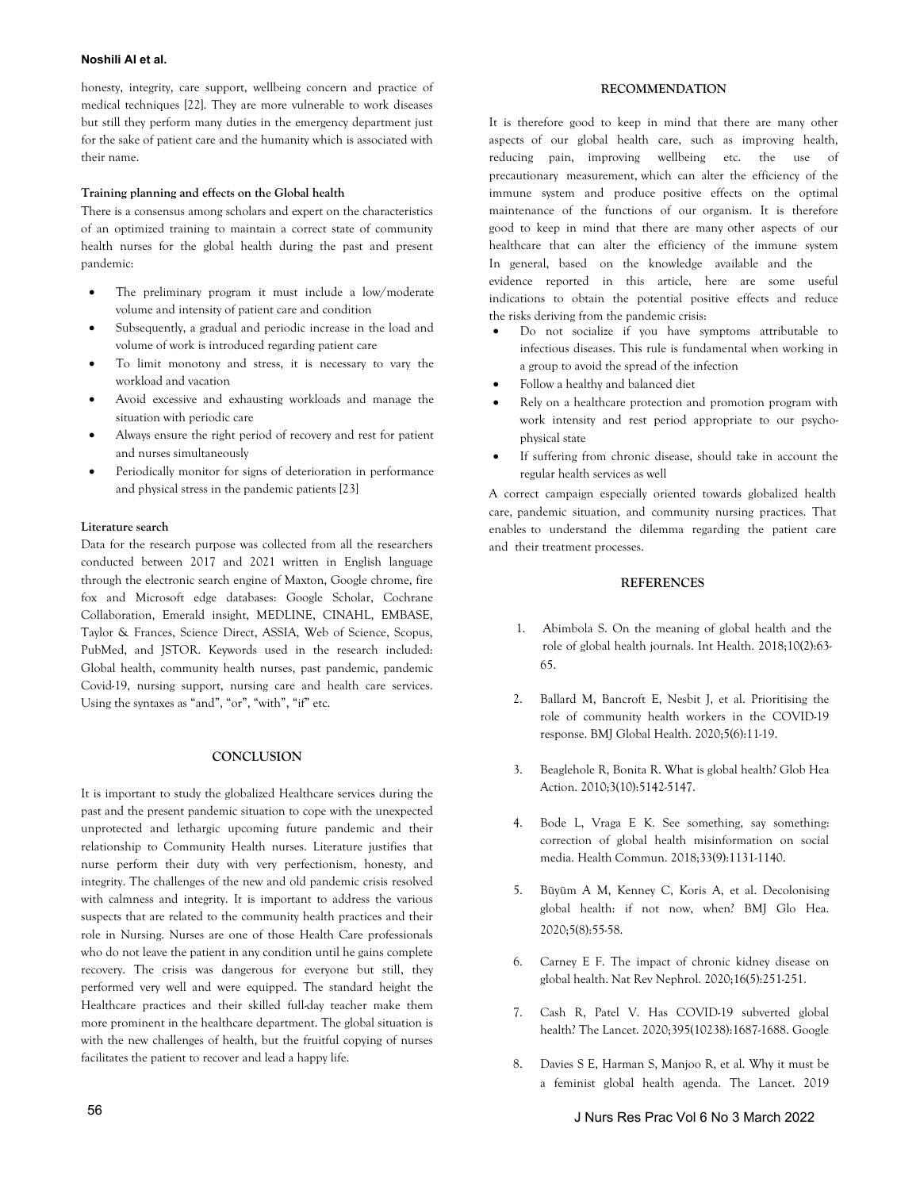honesty, integrity, care support, wellbeing concern and practice of medical techniques [22]. They are more vulnerable to work diseases but still they perform many duties in the emergency department just for the sake of patient care and the humanity which is associated with their name.

**Training planning and effects on the Global health**

There is a consensus among scholars and expert on the characteristics of an optimized training to maintain a correct state of community health nurses for the global health during the past and present pandemic:

- The preliminary program it must include a low/moderate volume and intensity of patient care and condition
- Subsequently, a gradual and periodic increase in the load and volume of work is introduced regarding patient care
- To limit monotony and stress, it is necessary to vary the workload and vacation
- Avoid excessive and exhausting workloads and manage the situation with periodic care
- Always ensure the right period of recovery and rest for patient and nurses simultaneously
- Periodically monitor for signs of deterioration in performance and physical stress in the pandemic patients [23]

**Literature search**

Data for the research purpose was collected from all the researchers conducted between 2017 and 2021 written in English language through the electronic search engine of Maxton, Google chrome, fire fox and Microsoft edge databases: Google Scholar, Cochrane Collaboration, Emerald insight, MEDLINE, CINAHL, EMBASE, Taylor & Frances, Science Direct, ASSIA, Web of Science, Scopus, PubMed, and JSTOR. Keywords used in the research included: Global health, community health nurses, past pandemic, pandemic Covid-19, nursing support, nursing care and health care services. Using the syntaxes as "and", "or", "with", "if" etc.

## CONCLUSION

It is important to study the globalized Healthcare services during the past and the present pandemic situation to cope with the unexpected unprotected and lethargic upcoming future pandemic and their relationship to Community Health nurses. Literature justifies that nurse perform their duty with very perfectionism, honesty, and integrity. The challenges of the new and old pandemic crisis resolved with calmness and integrity. It is important to address the various suspects that are related to the community health practices and their role in Nursing. Nurses are one of those Health Care professionals who do not leave the patient in any condition until he gains complete recovery. The crisis was dangerous for everyone but still, they performed very well and were equipped. The standard height the Healthcare practices and their skilled full-day teacher make them more prominent in the healthcare department. The global situation is with the new challenges of health, but the fruitful copying of nurses facilitates the patient to recover and lead a happy life.

## RECOMMENDATION

It is therefore good to keep in mind that there are many other aspects of our global health care, such as improving health, reducing pain, improving wellbeing etc. the use of precautionary measurement, which can alter the efficiency of the immune system and produce positive effects on the optimal maintenance of the functions of our organism. It is therefore good to keep in mind that there are many other aspects of our healthcare that can alter the efficiency of the immune system In general, based on the knowledge available and the evidence reported in this article, here are some useful indications to obtain the potential positive effects and reduce the risks deriving from the pandemic crisis:

- Do not socialize if you have symptoms attributable to infectious diseases. This rule is fundamental when working in a group to avoid the spread of the infection
- Follow a healthy and balanced diet
- Rely on a healthcare protection and promotion program with work intensity and rest period appropriate to our psycho-physical state
- If suffering from chronic disease, should take in account the regular health services as well

A correct campaign especially oriented towards globalized health care, pandemic situation, and community nursing practices. That enables to understand the dilemma regarding the patient care and their treatment processes.

## REFERENCES

1. Abimbola S. On the meaning of global health and the role of global health journals. Int Health. 2018;10(2):63-65.
2. Ballard M, Bancroft E, Nesbit J, et al. Prioritising the role of community health workers in the COVID-19 response. BMJ Global Health. 2020;5(6):11-19.
3. Beaglehole R, Bonita R. What is global health? Glob Hea Action. 2010;3(10):5142-5147.
4. Bode L, Vraga E K. See something, say something: correction of global health misinformation on social media. Health Commun. 2018;33(9):1131-1140.
5. Büyüm A M, Kenney C, Koris A, et al. Decolonising global health: if not now, when? BMJ Glo Hea. 2020;5(8):55-58.
6. Carney E F. The impact of chronic kidney disease on global health. Nat Rev Nephrol. 2020;16(5):251-251.
7. Cash R, Patel V. Has COVID-19 subverted global health? The Lancet. 2020;395(10238):1687-1688. Google
8. Davies S E, Harman S, Manjoo R, et al. Why it must be a feminist global health agenda. The Lancet. 2019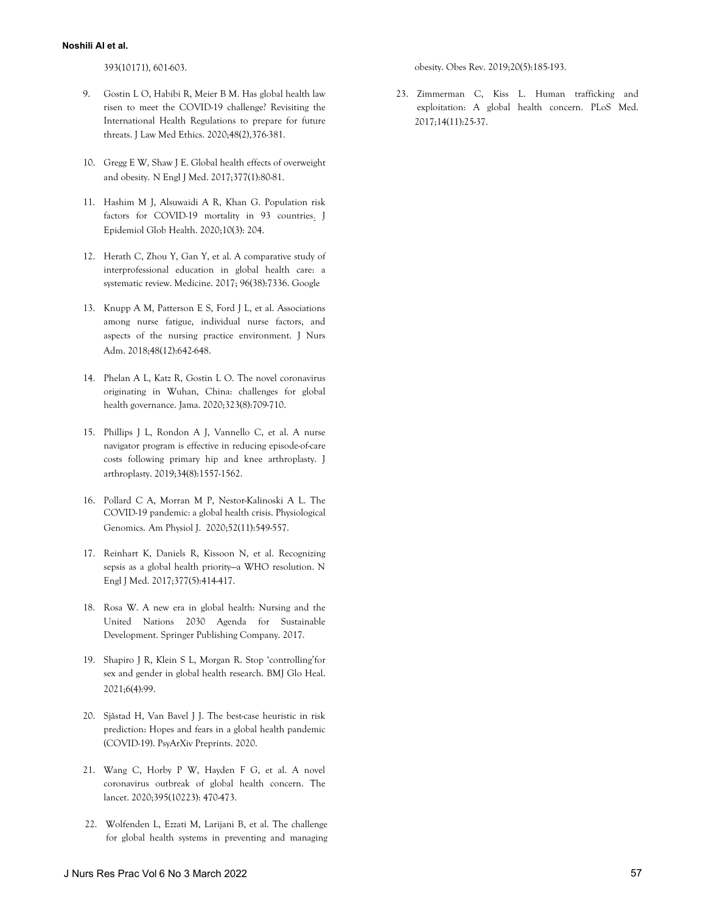393(10171), 601-603.

9. Gostin L O, Habibi R, Meier B M. Has global health law risen to meet the COVID-19 challenge? Revisiting the International Health Regulations to prepare for future threats. J Law Med Ethics. 2020;48(2),376-381.

10. Gregg E W, Shaw J E. Global health effects of overweight and obesity. N Engl J Med. 2017;377(1):80-81.

11. Hashim M J, Alsuwaidi A R, Khan G. Population risk factors for COVID-19 mortality in 93 countries. J Epidemiol Glob Health. 2020;10(3): 204.

12. Herath C, Zhou Y, Gan Y, et al. A comparative study of interprofessional education in global health care: a systematic review. Medicine. 2017; 96(38):7336. Google

13. Knupp A M, Patterson E S, Ford J L, et al. Associations among nurse fatigue, individual nurse factors, and aspects of the nursing practice environment. J Nurs Adm. 2018;48(12):642-648.

14. Phelan A L, Katz R, Gostin L O. The novel coronavirus originating in Wuhan, China: challenges for global health governance. Jama. 2020;323(8):709-710.

15. Phillips J L, Rondon A J, Vannello C, et al. A nurse navigator program is effective in reducing episode-of-care costs following primary hip and knee arthroplasty. J arthroplasty. 2019;34(8):1557-1562.

16. Pollard C A, Morran M P, Nestor-Kalinoski A L. The COVID-19 pandemic: a global health crisis. Physiological Genomics. Am Physiol J. 2020;52(11):549-557.

17. Reinhart K, Daniels R, Kissoon N, et al. Recognizing sepsis as a global health priority—a WHO resolution. N Engl J Med. 2017;377(5):414-417.

18. Rosa W. A new era in global health: Nursing and the United Nations 2030 Agenda for Sustainable Development. Springer Publishing Company. 2017.

19. Shapiro J R, Klein S L, Morgan R. Stop 'controlling'for sex and gender in global health research. BMJ Glo Heal. 2021;6(4):99.

20. Sjåstad H, Van Bavel J J. The best-case heuristic in risk prediction: Hopes and fears in a global health pandemic (COVID-19). PsyArXiv Preprints. 2020.

21. Wang C, Horby P W, Hayden F G, et al. A novel coronavirus outbreak of global health concern. The lancet. 2020;395(10223): 470-473.

22. Wolfenden L, Ezzati M, Larijani B, et al. The challenge for global health systems in preventing and managing obesity. Obes Rev. 2019;20(5):185-193.

23. Zimmerman C, Kiss L. Human trafficking and exploitation: A global health concern. PLoS Med. 2017;14(11):25-37.